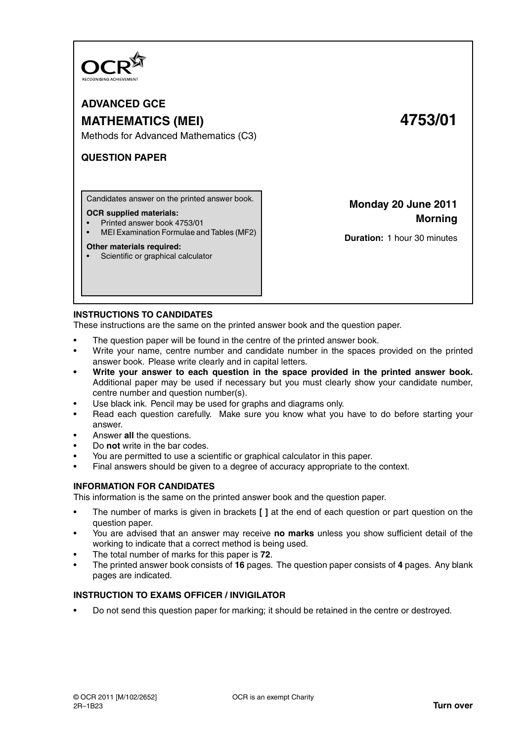OCR
RECOGNISING ACHIEVEMENT

# ADVANCED GCE

# MATHEMATICS (MEI) 4753/01

Methods for Advanced Mathematics (C3)

**QUESTION PAPER**

Candidates answer on the printed answer book.

**OCR supplied materials:**

- Printed answer book 4753/01
- MEI Examination Formulae and Tables (MF2)

**Other materials required:**

- Scientific or graphical calculator

**Monday 20 June 2011**
**Morning**

**Duration:** 1 hour 30 minutes

## INSTRUCTIONS TO CANDIDATES

These instructions are the same on the printed answer book and the question paper.

- The question paper will be found in the centre of the printed answer book.
- Write your name, centre number and candidate number in the spaces provided on the printed answer book. Please write clearly and in capital letters.
- **Write your answer to each question in the space provided in the printed answer book.** Additional paper may be used if necessary but you must clearly show your candidate number, centre number and question number(s).
- Use black ink. Pencil may be used for graphs and diagrams only.
- Read each question carefully. Make sure you know what you have to do before starting your answer.
- Answer **all** the questions.
- Do **not** write in the bar codes.
- You are permitted to use a scientific or graphical calculator in this paper.
- Final answers should be given to a degree of accuracy appropriate to the context.

## INFORMATION FOR CANDIDATES

This information is the same on the printed answer book and the question paper.

- The number of marks is given in brackets **[ ]** at the end of each question or part question on the question paper.
- You are advised that an answer may receive **no marks** unless you show sufficient detail of the working to indicate that a correct method is being used.
- The total number of marks for this paper is **72**.
- The printed answer book consists of **16** pages. The question paper consists of **4** pages. Any blank pages are indicated.

## INSTRUCTION TO EXAMS OFFICER / INVIGILATOR

- Do not send this question paper for marking; it should be retained in the centre or destroyed.

© OCR 2011 [M/102/2652]
2R–1B23

OCR is an exempt Charity

**Turn over**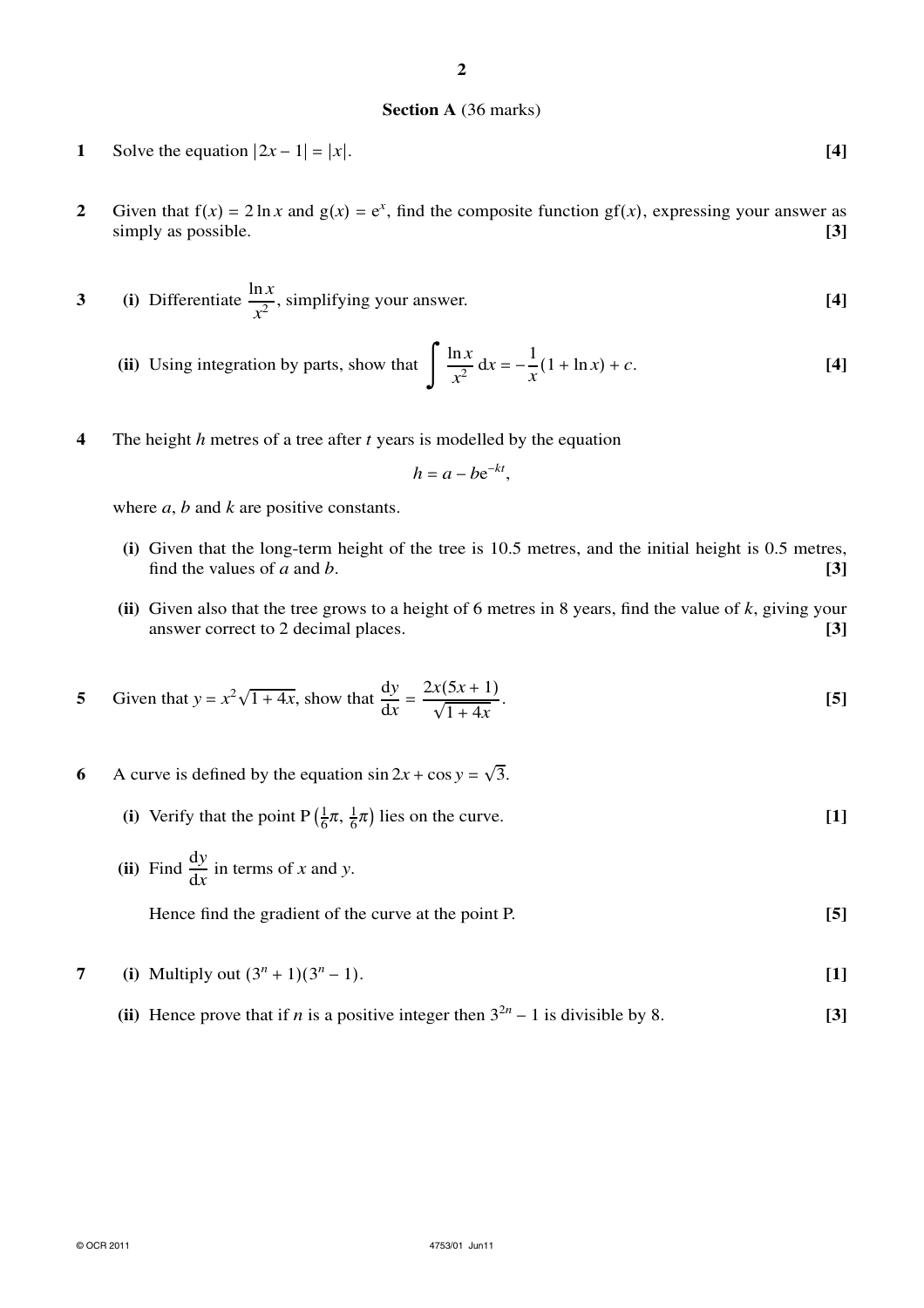## Section A (36 marks)

**1** Solve the equation $|2x - 1| = |x|$. **[4]**

**2** Given that $f(x) = 2\ln x$ and $g(x) = e^x$, find the composite function $gf(x)$, expressing your answer as simply as possible. **[3]**

**3** **(i)** Differentiate $\dfrac{\ln x}{x^2}$, simplifying your answer. **[4]**

**(ii)** Using integration by parts, show that $\displaystyle\int \frac{\ln x}{x^2}\,dx = -\frac{1}{x}(1 + \ln x) + c$. **[4]**

**4** The height $h$ metres of a tree after $t$ years is modelled by the equation

$$h = a - be^{-kt},$$

where $a$, $b$ and $k$ are positive constants.

**(i)** Given that the long-term height of the tree is 10.5 metres, and the initial height is 0.5 metres, find the values of $a$ and $b$. **[3]**

**(ii)** Given also that the tree grows to a height of 6 metres in 8 years, find the value of $k$, giving your answer correct to 2 decimal places. **[3]**

**5** Given that $y = x^2\sqrt{1 + 4x}$, show that $\dfrac{dy}{dx} = \dfrac{2x(5x + 1)}{\sqrt{1 + 4x}}$. **[5]**

**6** A curve is defined by the equation $\sin 2x + \cos y = \sqrt{3}$.

**(i)** Verify that the point P $\left(\frac{1}{6}\pi, \frac{1}{6}\pi\right)$ lies on the curve. **[1]**

**(ii)** Find $\dfrac{dy}{dx}$ in terms of $x$ and $y$.

Hence find the gradient of the curve at the point P. **[5]**

**7** **(i)** Multiply out $(3^n + 1)(3^n - 1)$. **[1]**

**(ii)** Hence prove that if $n$ is a positive integer then $3^{2n} - 1$ is divisible by 8. **[3]**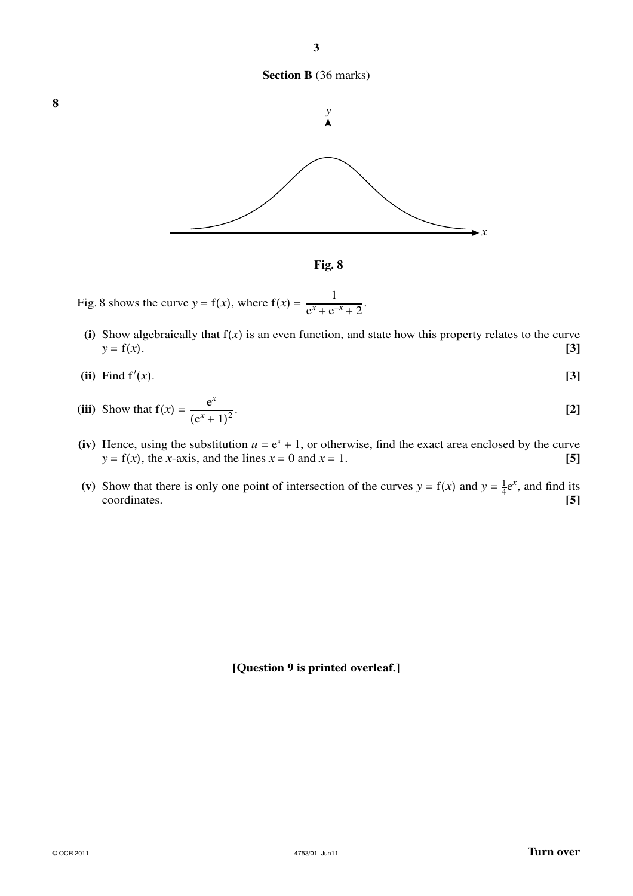## Section B (36 marks)

**8**

**Fig. 8**

Fig. 8 shows the curve $y = \mathrm{f}(x)$, where $\mathrm{f}(x) = \dfrac{1}{\mathrm{e}^x + \mathrm{e}^{-x} + 2}$.

**(i)** Show algebraically that $\mathrm{f}(x)$ is an even function, and state how this property relates to the curve $y = \mathrm{f}(x)$. **[3]**

**(ii)** Find $\mathrm{f}'(x)$. **[3]**

**(iii)** Show that $\mathrm{f}(x) = \dfrac{\mathrm{e}^x}{(\mathrm{e}^x + 1)^2}$. **[2]**

**(iv)** Hence, using the substitution $u = \mathrm{e}^x + 1$, or otherwise, find the exact area enclosed by the curve $y = \mathrm{f}(x)$, the $x$-axis, and the lines $x = 0$ and $x = 1$. **[5]**

**(v)** Show that there is only one point of intersection of the curves $y = \mathrm{f}(x)$ and $y = \frac{1}{4}\mathrm{e}^x$, and find its coordinates. **[5]**

**[Question 9 is printed overleaf.]**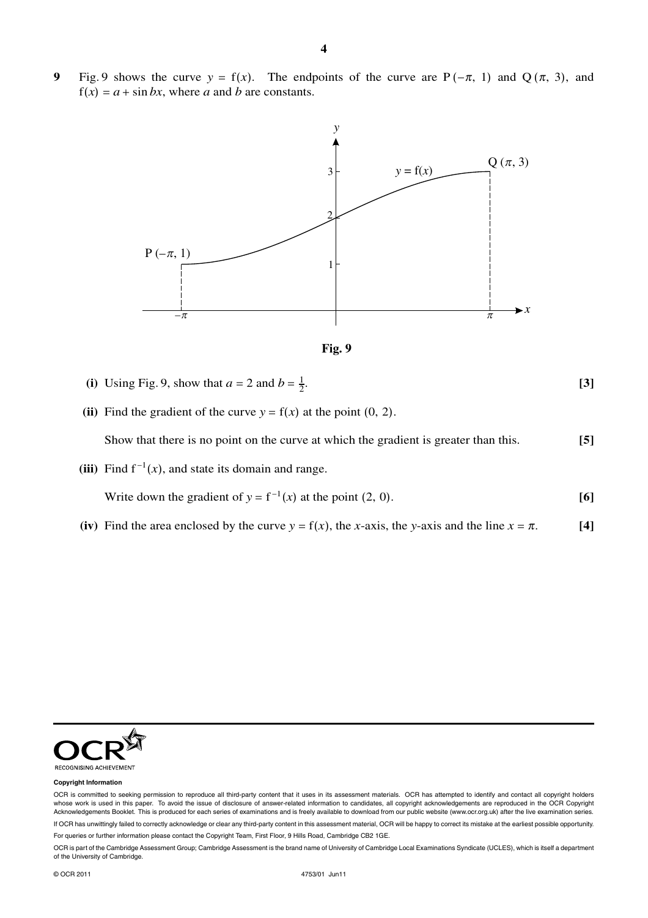**9** Fig. 9 shows the curve $y = \mathrm{f}(x)$. The endpoints of the curve are P $(-\pi, 1)$ and Q $(\pi, 3)$, and $\mathrm{f}(x) = a + \sin bx$, where $a$ and $b$ are constants.

y

3

2

1

P $(-\pi, 1)$

$y = \mathrm{f}(x)$

Q $(\pi, 3)$

$-\pi$

$\pi$

x

**Fig. 9**

**(i)** Using Fig. 9, show that $a = 2$ and $b = \frac{1}{2}$. **[3]**

**(ii)** Find the gradient of the curve $y = \mathrm{f}(x)$ at the point $(0, 2)$.

Show that there is no point on the curve at which the gradient is greater than this. **[5]**

**(iii)** Find $\mathrm{f}^{-1}(x)$, and state its domain and range.

Write down the gradient of $y = \mathrm{f}^{-1}(x)$ at the point $(2, 0)$. **[6]**

**(iv)** Find the area enclosed by the curve $y = \mathrm{f}(x)$, the $x$-axis, the $y$-axis and the line $x = \pi$. **[4]**

**Copyright Information**

OCR is committed to seeking permission to reproduce all third-party content that it uses in its assessment materials. OCR has attempted to identify and contact all copyright holders whose work is used in this paper. To avoid the issue of disclosure of answer-related information to candidates, all copyright acknowledgements are reproduced in the OCR Copyright Acknowledgements Booklet. This is produced for each series of examinations and is freely available to download from our public website (www.ocr.org.uk) after the live examination series.

If OCR has unwittingly failed to correctly acknowledge or clear any third-party content in this assessment material, OCR will be happy to correct its mistake at the earliest possible opportunity.

For queries or further information please contact the Copyright Team, First Floor, 9 Hills Road, Cambridge CB2 1GE.

OCR is part of the Cambridge Assessment Group; Cambridge Assessment is the brand name of University of Cambridge Local Examinations Syndicate (UCLES), which is itself a department of the University of Cambridge.

© OCR 2011 4753/01 Jun11